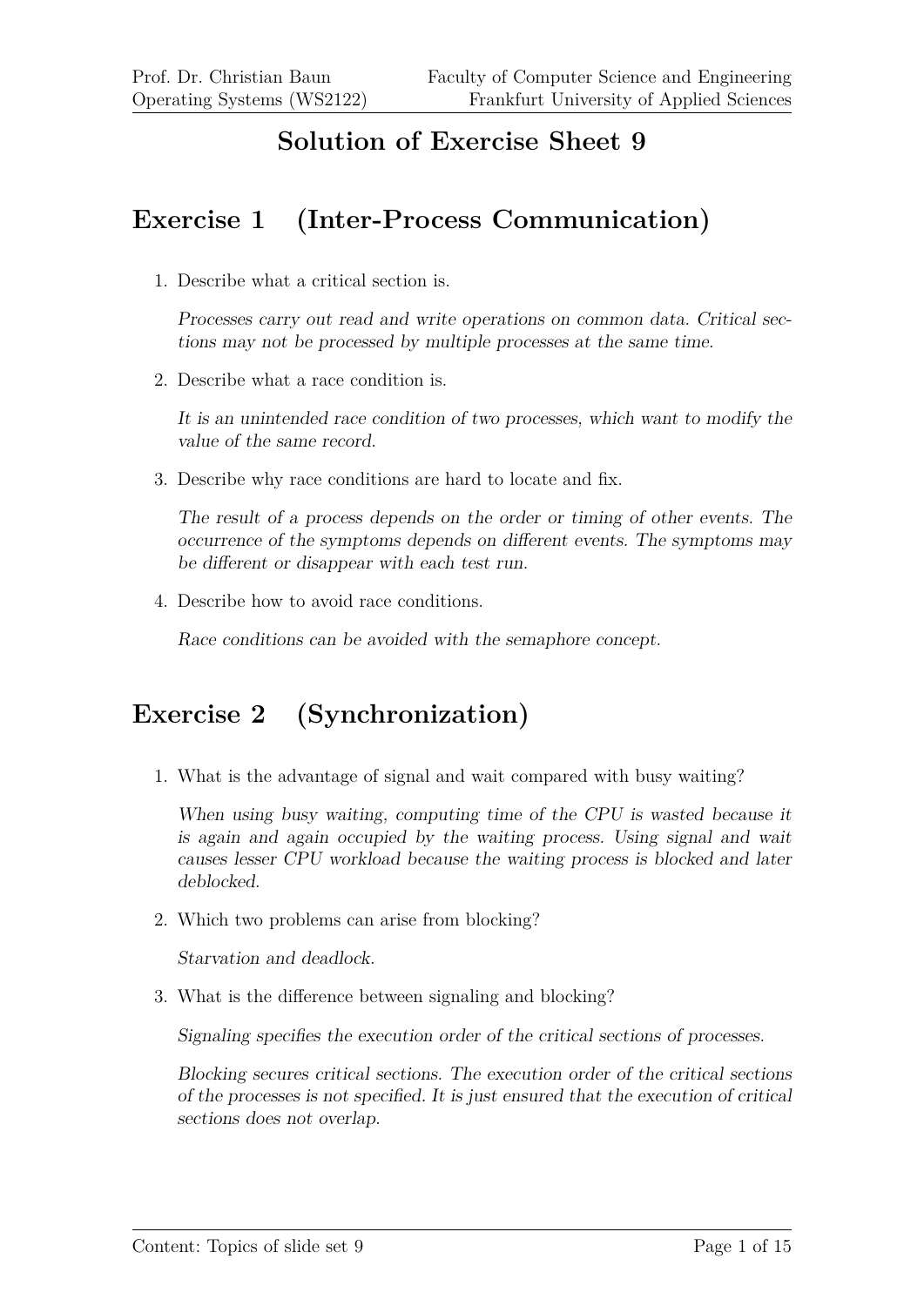# Solution of Exercise Sheet 9

## Exercise 1 (Inter-Process Communication)

1. Describe what a critical section is.

   *Processes carry out read and write operations on common data. Critical sections may not be processed by multiple processes at the same time.*

2. Describe what a race condition is.

   *It is an unintended race condition of two processes, which want to modify the value of the same record.*

3. Describe why race conditions are hard to locate and fix.

   *The result of a process depends on the order or timing of other events. The occurrence of the symptoms depends on different events. The symptoms may be different or disappear with each test run.*

4. Describe how to avoid race conditions.

   *Race conditions can be avoided with the semaphore concept.*

## Exercise 2 (Synchronization)

1. What is the advantage of signal and wait compared with busy waiting?

   *When using busy waiting, computing time of the CPU is wasted because it is again and again occupied by the waiting process. Using signal and wait causes lesser CPU workload because the waiting process is blocked and later deblocked.*

2. Which two problems can arise from blocking?

   *Starvation and deadlock.*

3. What is the difference between signaling and blocking?

   *Signaling specifies the execution order of the critical sections of processes.*

   *Blocking secures critical sections. The execution order of the critical sections of the processes is not specified. It is just ensured that the execution of critical sections does not overlap.*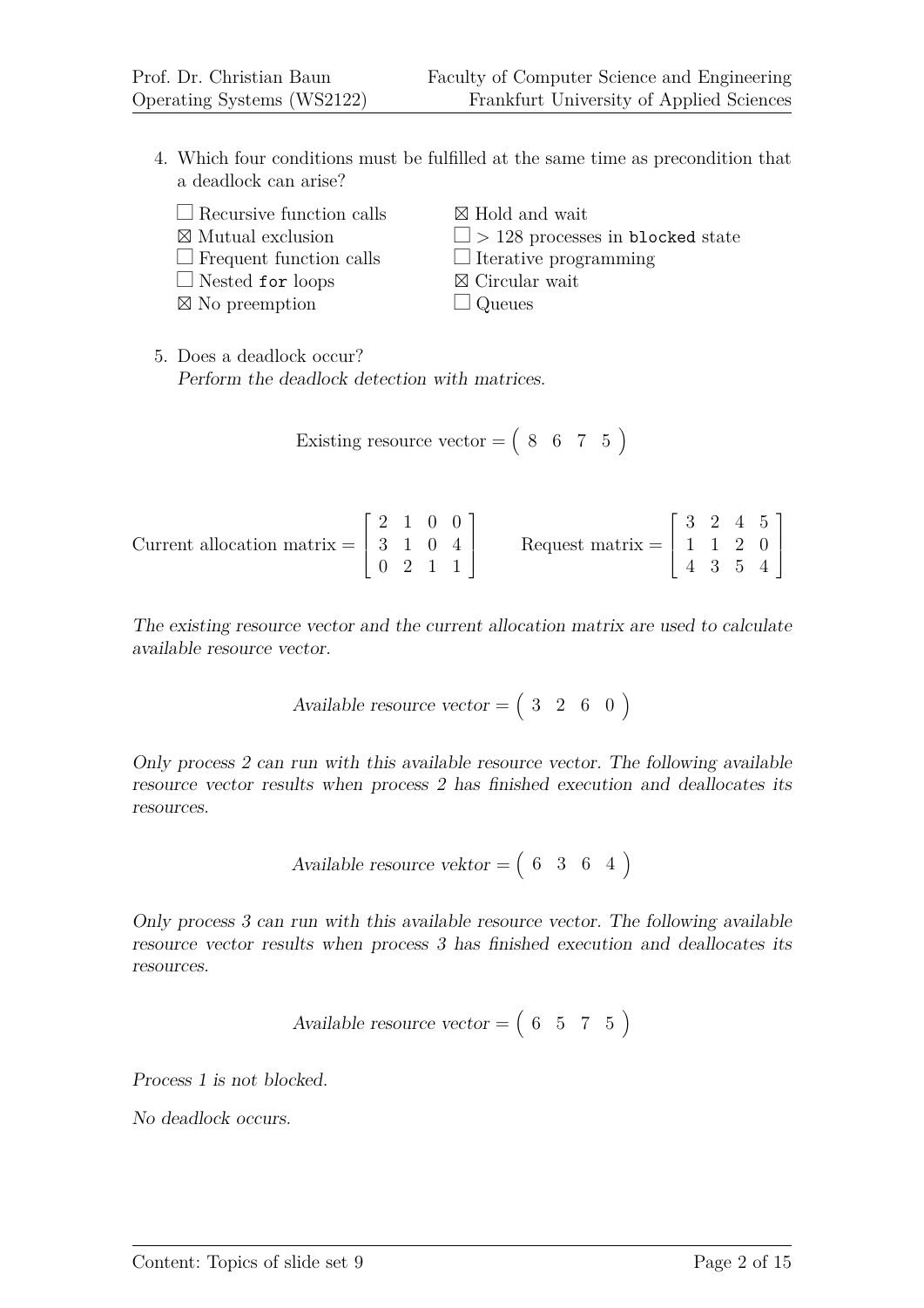4. Which four conditions must be fulfilled at the same time as precondition that a deadlock can arise?

   - ☐ Recursive function calls
   - ☒ Mutual exclusion
   - ☐ Frequent function calls
   - ☐ Nested `for` loops
   - ☒ No preemption
   - ☒ Hold and wait
   - ☐ > 128 processes in `blocked` state
   - ☐ Iterative programming
   - ☒ Circular wait
   - ☐ Queues

5. Does a deadlock occur?
   *Perform the deadlock detection with matrices.*

$$\text{Existing resource vector} = \begin{pmatrix} 8 & 6 & 7 & 5 \end{pmatrix}$$

$$\text{Current allocation matrix} = \begin{bmatrix} 2 & 1 & 0 & 0 \\ 3 & 1 & 0 & 4 \\ 0 & 2 & 1 & 1 \end{bmatrix} \qquad \text{Request matrix} = \begin{bmatrix} 3 & 2 & 4 & 5 \\ 1 & 1 & 2 & 0 \\ 4 & 3 & 5 & 4 \end{bmatrix}$$

*The existing resource vector and the current allocation matrix are used to calculate available resource vector.*

$$\textit{Available resource vector} = \begin{pmatrix} 3 & 2 & 6 & 0 \end{pmatrix}$$

*Only process 2 can run with this available resource vector. The following available resource vector results when process 2 has finished execution and deallocates its resources.*

$$\textit{Available resource vektor} = \begin{pmatrix} 6 & 3 & 6 & 4 \end{pmatrix}$$

*Only process 3 can run with this available resource vector. The following available resource vector results when process 3 has finished execution and deallocates its resources.*

$$\textit{Available resource vector} = \begin{pmatrix} 6 & 5 & 7 & 5 \end{pmatrix}$$

*Process 1 is not blocked.*

*No deadlock occurs.*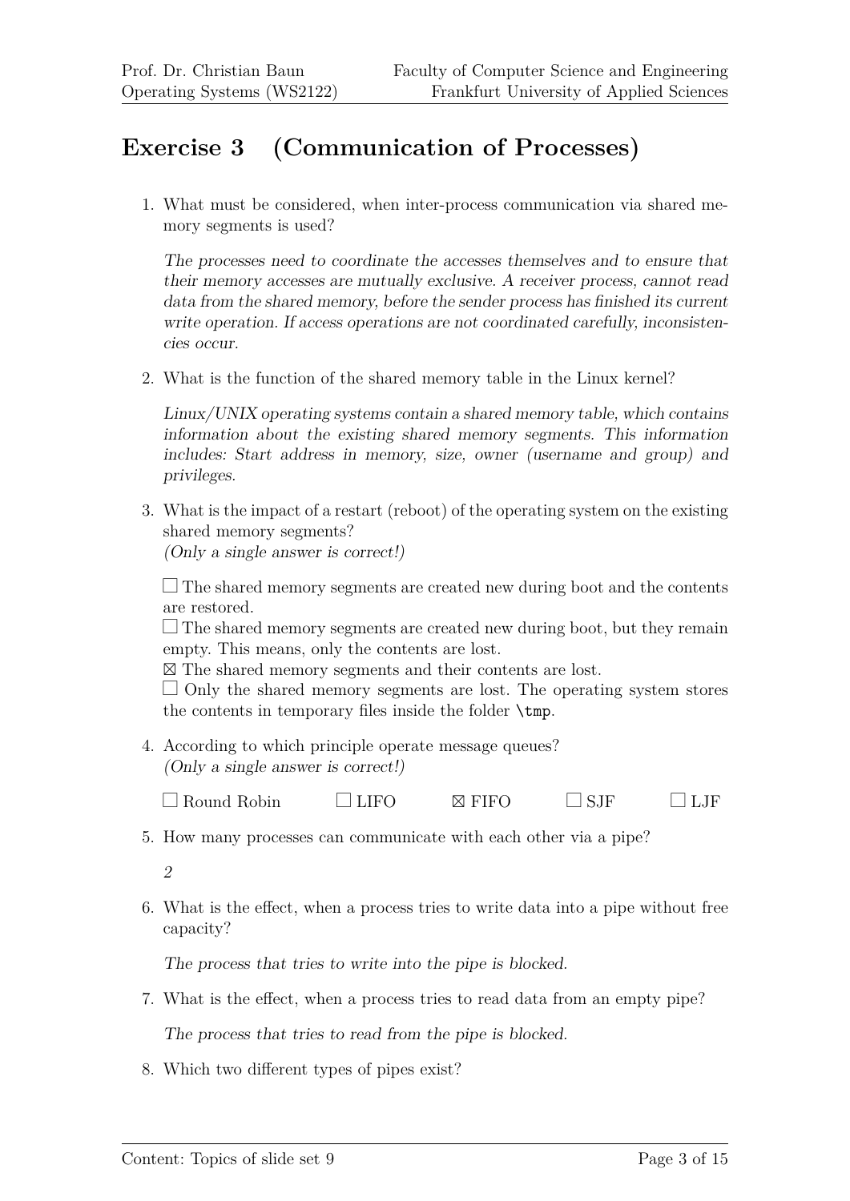# Exercise 3 (Communication of Processes)

1. What must be considered, when inter-process communication via shared memory segments is used?

   *The processes need to coordinate the accesses themselves and to ensure that their memory accesses are mutually exclusive. A receiver process, cannot read data from the shared memory, before the sender process has finished its current write operation. If access operations are not coordinated carefully, inconsistencies occur.*

2. What is the function of the shared memory table in the Linux kernel?

   *Linux/UNIX operating systems contain a shared memory table, which contains information about the existing shared memory segments. This information includes: Start address in memory, size, owner (username and group) and privileges.*

3. What is the impact of a restart (reboot) of the operating system on the existing shared memory segments?
   *(Only a single answer is correct!)*

   ☐ The shared memory segments are created new during boot and the contents are restored.
   ☐ The shared memory segments are created new during boot, but they remain empty. This means, only the contents are lost.
   ☒ The shared memory segments and their contents are lost.
   ☐ Only the shared memory segments are lost. The operating system stores the contents in temporary files inside the folder `\tmp`.

4. According to which principle operate message queues?
   *(Only a single answer is correct!)*

   ☐ Round Robin ☐ LIFO ☒ FIFO ☐ SJF ☐ LJF

5. How many processes can communicate with each other via a pipe?

   *2*

6. What is the effect, when a process tries to write data into a pipe without free capacity?

   *The process that tries to write into the pipe is blocked.*

7. What is the effect, when a process tries to read data from an empty pipe?

   *The process that tries to read from the pipe is blocked.*

8. Which two different types of pipes exist?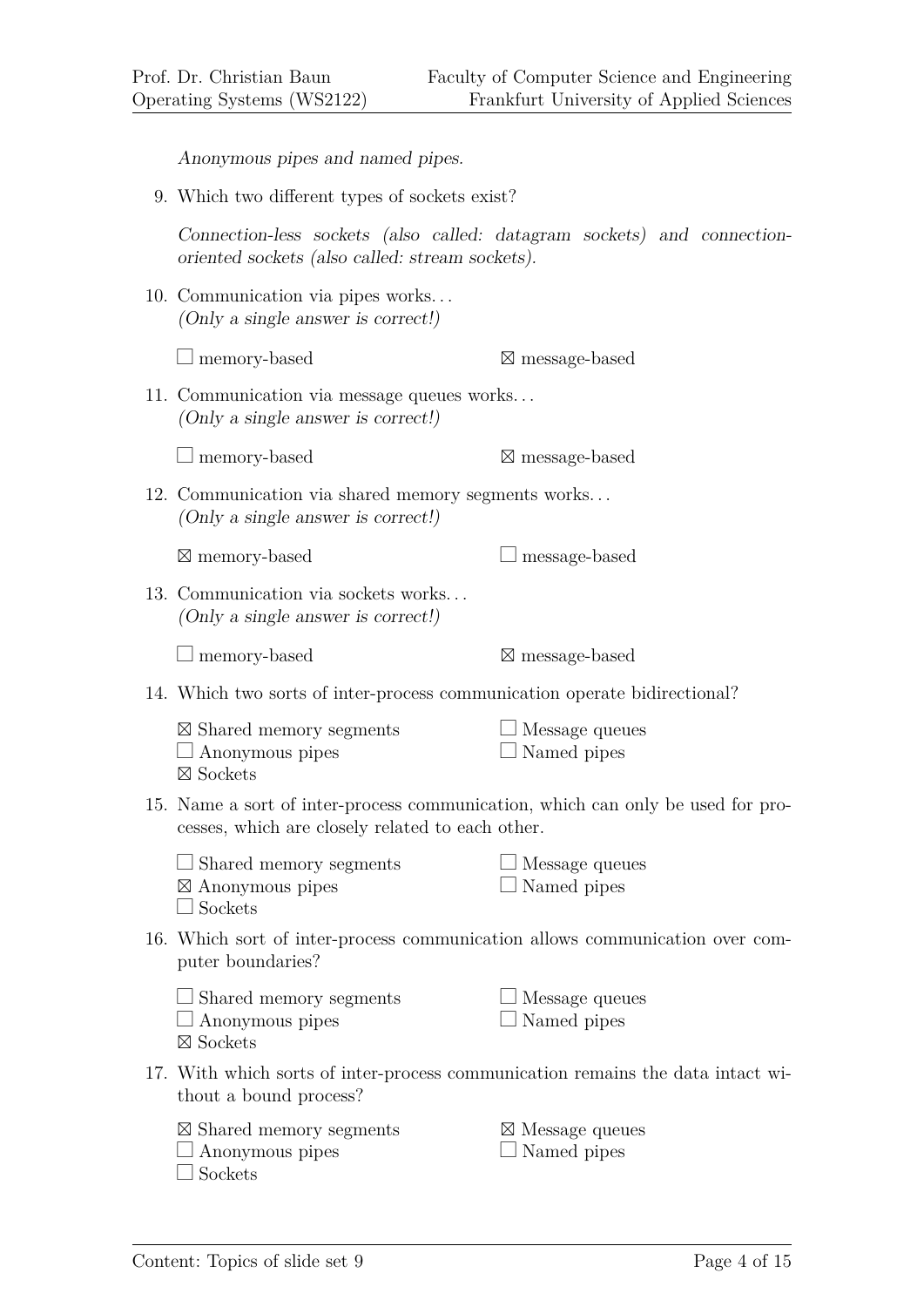*Anonymous pipes and named pipes.*

9. Which two different types of sockets exist?

   *Connection-less sockets (also called: datagram sockets) and connection-oriented sockets (also called: stream sockets).*

10. Communication via pipes works...
    *(Only a single answer is correct!)*

    ☐ memory-based ☒ message-based

11. Communication via message queues works...
    *(Only a single answer is correct!)*

    ☐ memory-based ☒ message-based

12. Communication via shared memory segments works...
    *(Only a single answer is correct!)*

    ☒ memory-based ☐ message-based

13. Communication via sockets works...
    *(Only a single answer is correct!)*

    ☐ memory-based ☒ message-based

14. Which two sorts of inter-process communication operate bidirectional?

    ☒ Shared memory segments
    ☐ Message queues
    ☐ Anonymous pipes
    ☐ Named pipes
    ☒ Sockets

15. Name a sort of inter-process communication, which can only be used for processes, which are closely related to each other.

    ☐ Shared memory segments
    ☐ Message queues
    ☒ Anonymous pipes
    ☐ Named pipes
    ☐ Sockets

16. Which sort of inter-process communication allows communication over computer boundaries?

    ☐ Shared memory segments
    ☐ Message queues
    ☐ Anonymous pipes
    ☐ Named pipes
    ☒ Sockets

17. With which sorts of inter-process communication remains the data intact without a bound process?

    ☒ Shared memory segments
    ☒ Message queues
    ☐ Anonymous pipes
    ☐ Named pipes
    ☐ Sockets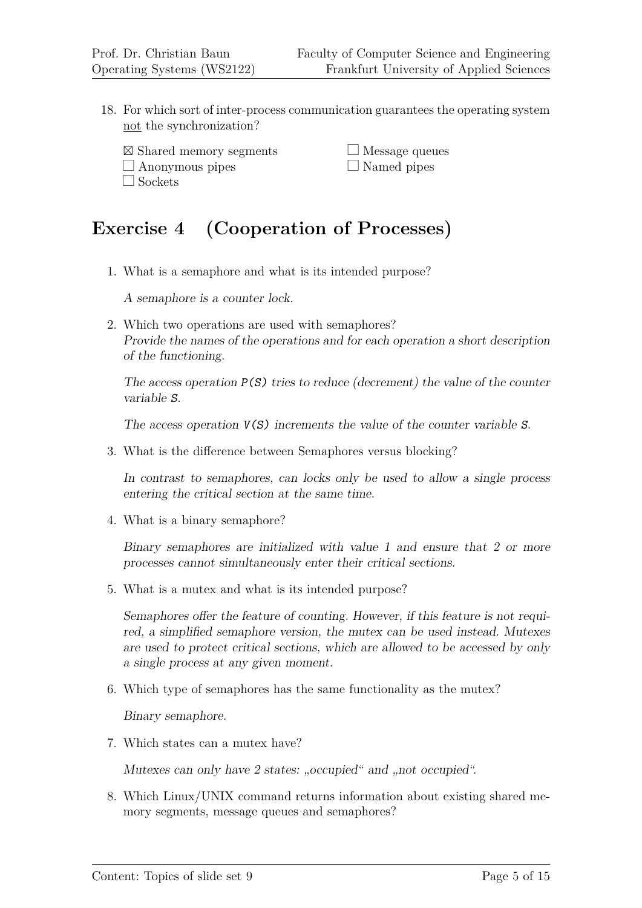18. For which sort of inter-process communication guarantees the operating system not the synchronization?

    ☒ Shared memory segments
    ☐ Message queues
    ☐ Anonymous pipes
    ☐ Named pipes
    ☐ Sockets

## Exercise 4 (Cooperation of Processes)

1. What is a semaphore and what is its intended purpose?

   *A semaphore is a counter lock.*

2. Which two operations are used with semaphores?
   *Provide the names of the operations and for each operation a short description of the functioning.*

   *The access operation `P(S)` tries to reduce (decrement) the value of the counter variable `S`.*

   *The access operation `V(S)` increments the value of the counter variable `S`.*

3. What is the difference between Semaphores versus blocking?

   *In contrast to semaphores, can locks only be used to allow a single process entering the critical section at the same time.*

4. What is a binary semaphore?

   *Binary semaphores are initialized with value 1 and ensure that 2 or more processes cannot simultaneously enter their critical sections.*

5. What is a mutex and what is its intended purpose?

   *Semaphores offer the feature of counting. However, if this feature is not required, a simplified semaphore version, the mutex can be used instead. Mutexes are used to protect critical sections, which are allowed to be accessed by only a single process at any given moment.*

6. Which type of semaphores has the same functionality as the mutex?

   *Binary semaphore.*

7. Which states can a mutex have?

   *Mutexes can only have 2 states: „occupied“ and „not occupied“.*

8. Which Linux/UNIX command returns information about existing shared memory segments, message queues and semaphores?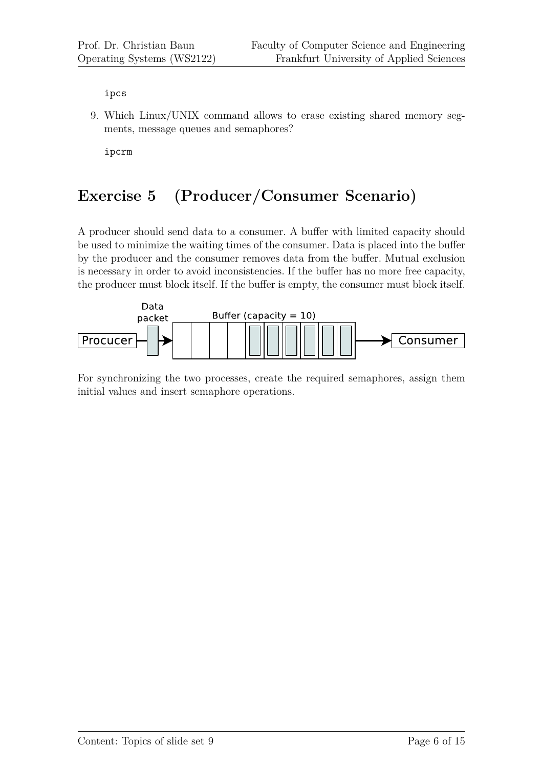```
ipcs
```

9. Which Linux/UNIX command allows to erase existing shared memory segments, message queues and semaphores?

```
ipcrm
```

## Exercise 5 (Producer/Consumer Scenario)

A producer should send data to a consumer. A buffer with limited capacity should be used to minimize the waiting times of the consumer. Data is placed into the buffer by the producer and the consumer removes data from the buffer. Mutual exclusion is necessary in order to avoid inconsistencies. If the buffer has no more free capacity, the producer must block itself. If the buffer is empty, the consumer must block itself.

Procucer → Data packet → Buffer (capacity = 10) → Consumer

For synchronizing the two processes, create the required semaphores, assign them initial values and insert semaphore operations.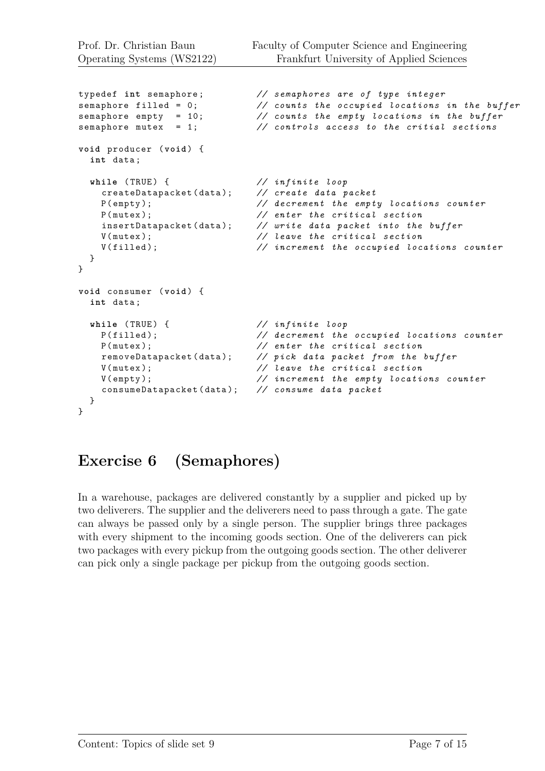```
typedef int semaphore;          // semaphores are of type integer
semaphore filled = 0;           // counts the occupied locations in the buffer
semaphore empty  = 10;          // counts the empty locations in the buffer
semaphore mutex  = 1;           // controls access to the critial sections

void producer (void) {
  int data;

  while (TRUE) {                // infinite loop
    createDatapacket(data);     // create data packet
    P(empty);                   // decrement the empty locations counter
    P(mutex);                   // enter the critical section
    insertDatapacket(data);     // write data packet into the buffer
    V(mutex);                   // leave the critical section
    V(filled);                  // increment the occupied locations counter
  }
}

void consumer (void) {
  int data;

  while (TRUE) {                // infinite loop
    P(filled);                  // decrement the occupied locations counter
    P(mutex);                   // enter the critical section
    removeDatapacket(data);     // pick data packet from the buffer
    V(mutex);                   // leave the critical section
    V(empty);                   // increment the empty locations counter
    consumeDatapacket(data);    // consume data packet
  }
}
```

## Exercise 6 (Semaphores)

In a warehouse, packages are delivered constantly by a supplier and picked up by two deliverers. The supplier and the deliverers need to pass through a gate. The gate can always be passed only by a single person. The supplier brings three packages with every shipment to the incoming goods section. One of the deliverers can pick two packages with every pickup from the outgoing goods section. The other deliverer can pick only a single package per pickup from the outgoing goods section.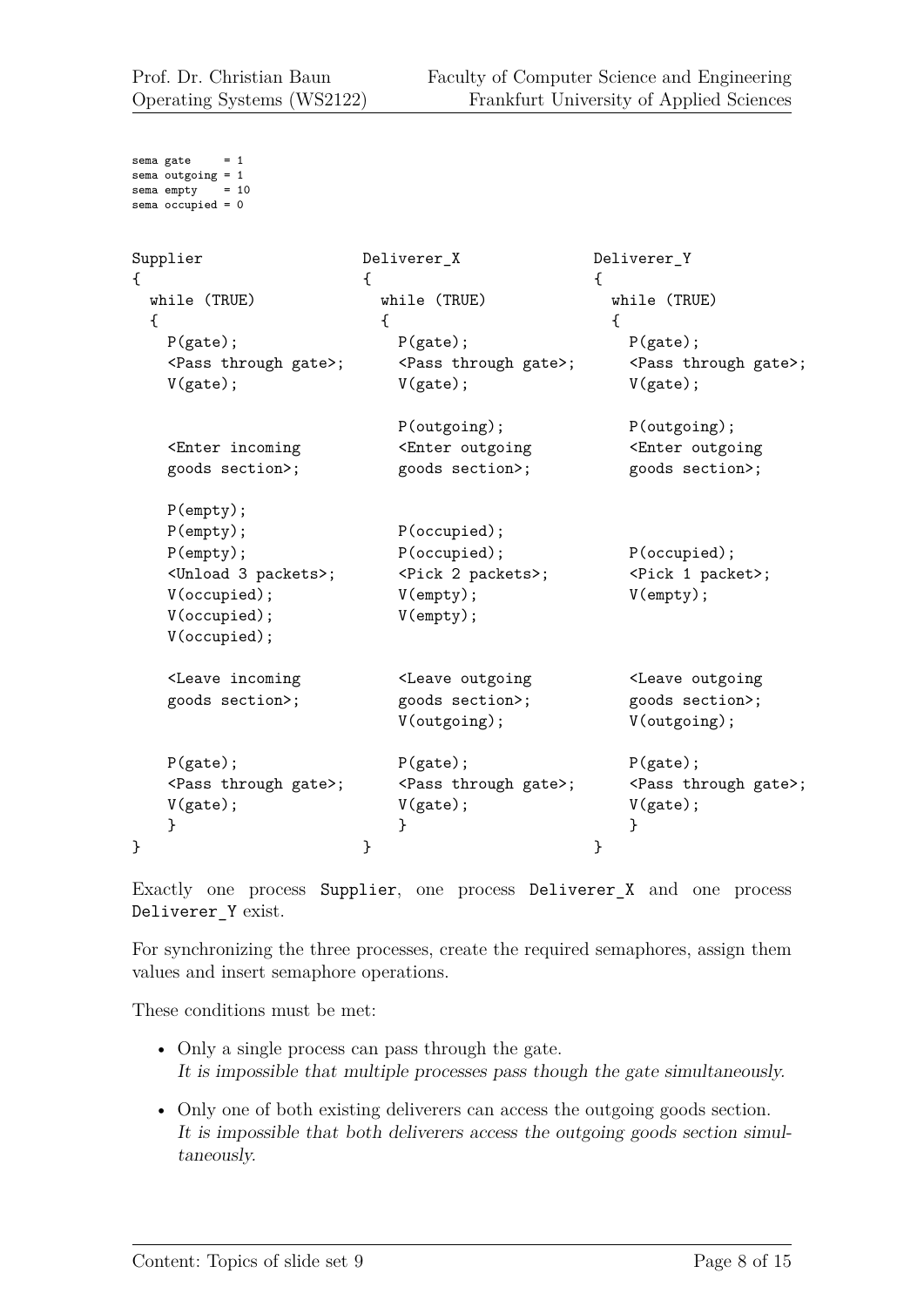```
sema gate     = 1
sema outgoing = 1
sema empty    = 10
sema occupied = 0
```

```
Supplier                    Deliverer_X                 Deliverer_Y
{                           {                           {
  while (TRUE)                while (TRUE)                while (TRUE)
  {                           {                           {
    P(gate);                    P(gate);                    P(gate);
    <Pass through gate>;        <Pass through gate>;        <Pass through gate>;
    V(gate);                    V(gate);                    V(gate);

                                P(outgoing);                P(outgoing);
    <Enter incoming             <Enter outgoing             <Enter outgoing
    goods section>;             goods section>;             goods section>;

    P(empty);
    P(empty);                   P(occupied);
    P(empty);                   P(occupied);                P(occupied);
    <Unload 3 packets>;         <Pick 2 packets>;           <Pick 1 packet>;
    V(occupied);                V(empty);                   V(empty);
    V(occupied);                V(empty);
    V(occupied);

    <Leave incoming             <Leave outgoing             <Leave outgoing
    goods section>;             goods section>;             goods section>;
                                V(outgoing);                V(outgoing);

    P(gate);                    P(gate);                    P(gate);
    <Pass through gate>;        <Pass through gate>;        <Pass through gate>;
    V(gate);                    V(gate);                    V(gate);
    }                           }                           }
}                           }                           }
```

Exactly one process `Supplier`, one process `Deliverer_X` and one process `Deliverer_Y` exist.

For synchronizing the three processes, create the required semaphores, assign them values and insert semaphore operations.

These conditions must be met:

- Only a single process can pass through the gate.
  *It is impossible that multiple processes pass though the gate simultaneously.*
- Only one of both existing deliverers can access the outgoing goods section.
  *It is impossible that both deliverers access the outgoing goods section simultaneously.*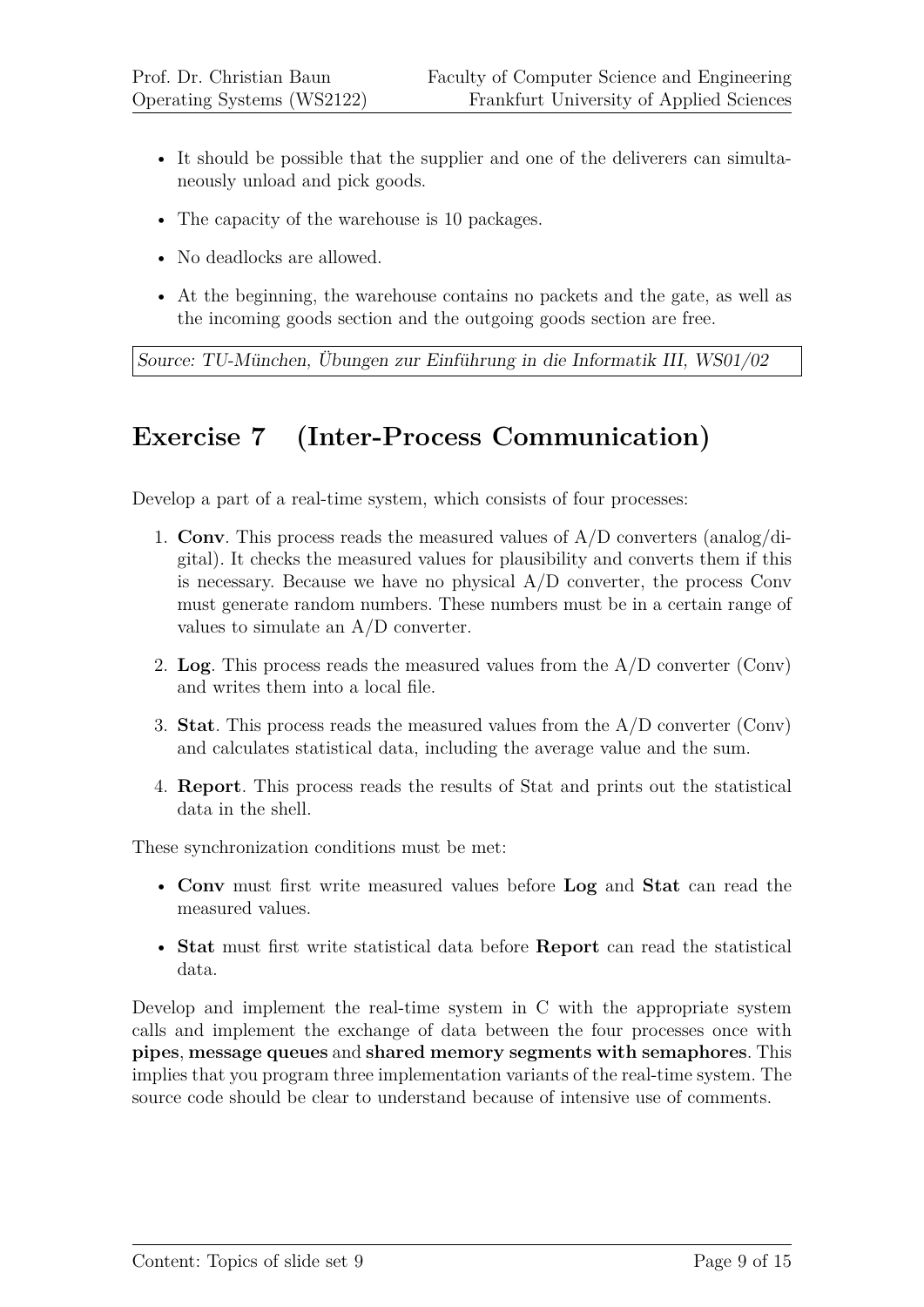- It should be possible that the supplier and one of the deliverers can simultaneously unload and pick goods.
- The capacity of the warehouse is 10 packages.
- No deadlocks are allowed.
- At the beginning, the warehouse contains no packets and the gate, as well as the incoming goods section and the outgoing goods section are free.

*Source: TU-München, Übungen zur Einführung in die Informatik III, WS01/02*

## Exercise 7 (Inter-Process Communication)

Develop a part of a real-time system, which consists of four processes:

1. **Conv**. This process reads the measured values of A/D converters (analog/digital). It checks the measured values for plausibility and converts them if this is necessary. Because we have no physical A/D converter, the process Conv must generate random numbers. These numbers must be in a certain range of values to simulate an A/D converter.
2. **Log**. This process reads the measured values from the A/D converter (Conv) and writes them into a local file.
3. **Stat**. This process reads the measured values from the A/D converter (Conv) and calculates statistical data, including the average value and the sum.
4. **Report**. This process reads the results of Stat and prints out the statistical data in the shell.

These synchronization conditions must be met:

- **Conv** must first write measured values before **Log** and **Stat** can read the measured values.
- **Stat** must first write statistical data before **Report** can read the statistical data.

Develop and implement the real-time system in C with the appropriate system calls and implement the exchange of data between the four processes once with **pipes**, **message queues** and **shared memory segments with semaphores**. This implies that you program three implementation variants of the real-time system. The source code should be clear to understand because of intensive use of comments.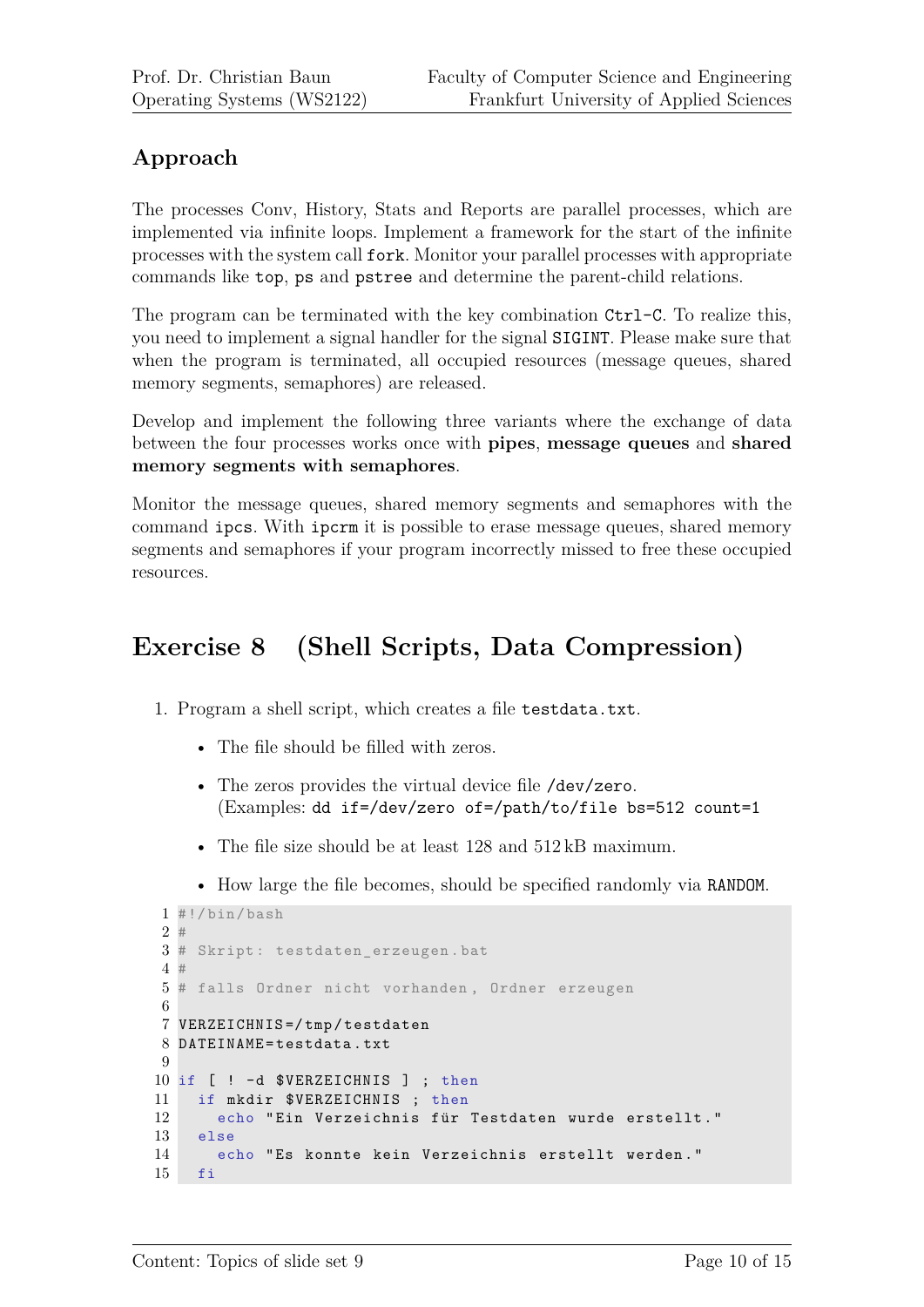## Approach

The processes Conv, History, Stats and Reports are parallel processes, which are implemented via infinite loops. Implement a framework for the start of the infinite processes with the system call `fork`. Monitor your parallel processes with appropriate commands like `top`, `ps` and `pstree` and determine the parent-child relations.

The program can be terminated with the key combination `Ctrl-C`. To realize this, you need to implement a signal handler for the signal `SIGINT`. Please make sure that when the program is terminated, all occupied resources (message queues, shared memory segments, semaphores) are released.

Develop and implement the following three variants where the exchange of data between the four processes works once with **pipes**, **message queues** and **shared memory segments with semaphores**.

Monitor the message queues, shared memory segments and semaphores with the command `ipcs`. With `ipcrm` it is possible to erase message queues, shared memory segments and semaphores if your program incorrectly missed to free these occupied resources.

# Exercise 8 (Shell Scripts, Data Compression)

1. Program a shell script, which creates a file `testdata.txt`.

   - The file should be filled with zeros.
   - The zeros provides the virtual device file `/dev/zero`. (Examples: `dd if=/dev/zero of=/path/to/file bs=512 count=1`
   - The file size should be at least 128 and 512 kB maximum.
   - How large the file becomes, should be specified randomly via `RANDOM`.

```
#!/bin/bash
#
# Skript: testdaten_erzeugen.bat
#
# falls Ordner nicht vorhanden, Ordner erzeugen

VERZEICHNIS=/tmp/testdaten
DATEINAME=testdata.txt

if [ ! -d $VERZEICHNIS ] ; then
  if mkdir $VERZEICHNIS ; then
    echo "Ein Verzeichnis für Testdaten wurde erstellt."
  else
    echo "Es konnte kein Verzeichnis erstellt werden."
  fi
```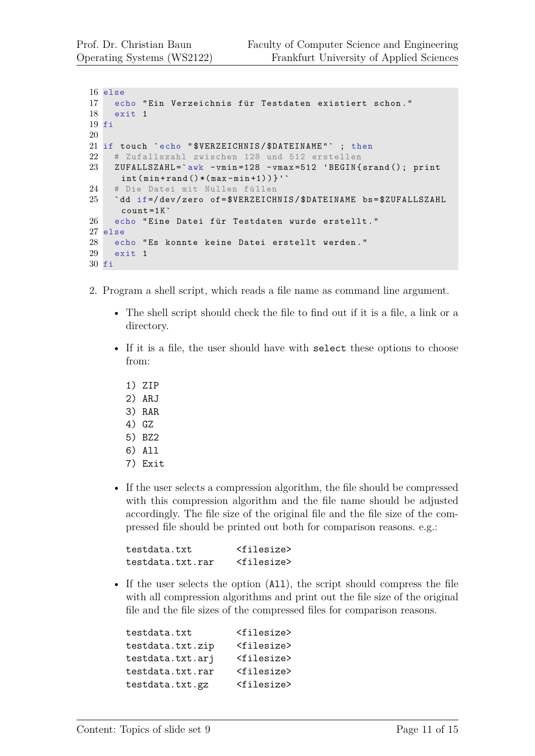```
16 else
17   echo "Ein Verzeichnis für Testdaten existiert schon."
18   exit 1
19 fi
20
21 if touch `echo "$VERZEICHNIS/$DATEINAME"` ; then
22   # Zufallszahl zwischen 128 und 512 erstellen
23   ZUFALLSZAHL=`awk -vmin=128 -vmax=512 'BEGIN{srand(); print
      int(min+rand()*(max-min+1))}'`
24   # Die Datei mit Nullen füllen
25   `dd if=/dev/zero of=$VERZEICHNIS/$DATEINAME bs=$ZUFALLSZAHL
      count=1K`
26   echo "Eine Datei für Testdaten wurde erstellt."
27 else
28   echo "Es konnte keine Datei erstellt werden."
29   exit 1
30 fi
```

2. Program a shell script, which reads a file name as command line argument.

   - The shell script should check the file to find out if it is a file, a link or a directory.
   - If it is a file, the user should have with `select` these options to choose from:

     ```
     1) ZIP
     2) ARJ
     3) RAR
     4) GZ
     5) BZ2
     6) All
     7) Exit
     ```

   - If the user selects a compression algorithm, the file should be compressed with this compression algorithm and the file name should be adjusted accordingly. The file size of the original file and the file size of the compressed file should be printed out both for comparison reasons. e.g.:

     ```
     testdata.txt        <filesize>
     testdata.txt.rar    <filesize>
     ```

   - If the user selects the option (`All`), the script should compress the file with all compression algorithms and print out the file size of the original file and the file sizes of the compressed files for comparison reasons.

     ```
     testdata.txt        <filesize>
     testdata.txt.zip    <filesize>
     testdata.txt.arj    <filesize>
     testdata.txt.rar    <filesize>
     testdata.txt.gz     <filesize>
     ```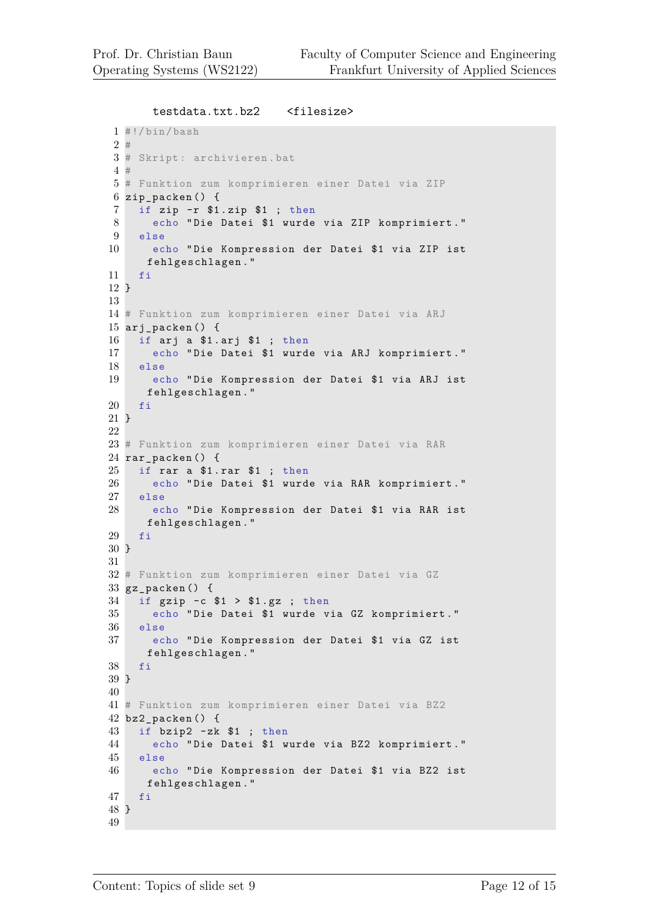```
testdata.txt.bz2    <filesize>
```

```bash
#!/bin/bash
#
# Skript: archivieren.bat
#
# Funktion zum komprimieren einer Datei via ZIP
zip_packen() {
  if zip -r $1.zip $1 ; then
    echo "Die Datei $1 wurde via ZIP komprimiert."
  else
    echo "Die Kompression der Datei $1 via ZIP ist fehlgeschlagen."
  fi
}

# Funktion zum komprimieren einer Datei via ARJ
arj_packen() {
  if arj a $1.arj $1 ; then
    echo "Die Datei $1 wurde via ARJ komprimiert."
  else
    echo "Die Kompression der Datei $1 via ARJ ist fehlgeschlagen."
  fi
}

# Funktion zum komprimieren einer Datei via RAR
rar_packen() {
  if rar a $1.rar $1 ; then
    echo "Die Datei $1 wurde via RAR komprimiert."
  else
    echo "Die Kompression der Datei $1 via RAR ist fehlgeschlagen."
  fi
}

# Funktion zum komprimieren einer Datei via GZ
gz_packen() {
  if gzip -c $1 > $1.gz ; then
    echo "Die Datei $1 wurde via GZ komprimiert."
  else
    echo "Die Kompression der Datei $1 via GZ ist fehlgeschlagen."
  fi
}

# Funktion zum komprimieren einer Datei via BZ2
bz2_packen() {
  if bzip2 -zk $1 ; then
    echo "Die Datei $1 wurde via BZ2 komprimiert."
  else
    echo "Die Kompression der Datei $1 via BZ2 ist fehlgeschlagen."
  fi
}

```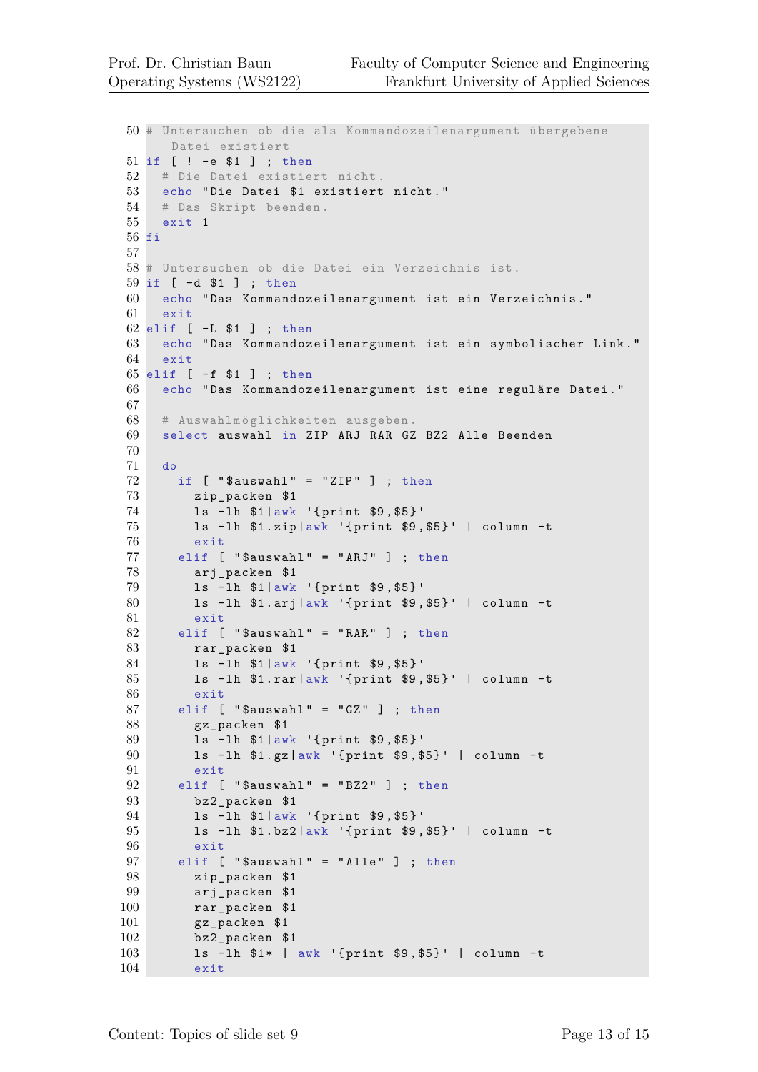```bash
# Untersuchen ob die als Kommandozeilenargument übergebene
    Datei existiert
if [ ! -e $1 ] ; then
  # Die Datei existiert nicht.
  echo "Die Datei $1 existiert nicht."
  # Das Skript beenden.
  exit 1
fi

# Untersuchen ob die Datei ein Verzeichnis ist.
if [ -d $1 ] ; then
  echo "Das Kommandozeilenargument ist ein Verzeichnis."
  exit
elif [ -L $1 ] ; then
  echo "Das Kommandozeilenargument ist ein symbolischer Link."
  exit
elif [ -f $1 ] ; then
  echo "Das Kommandozeilenargument ist eine reguläre Datei."

  # Auswahlmöglichkeiten ausgeben.
  select auswahl in ZIP ARJ RAR GZ BZ2 Alle Beenden

  do
    if [ "$auswahl" = "ZIP" ] ; then
      zip_packen $1
      ls -lh $1|awk '{print $9,$5}'
      ls -lh $1.zip|awk '{print $9,$5}' | column -t
      exit
    elif [ "$auswahl" = "ARJ" ] ; then
      arj_packen $1
      ls -lh $1|awk '{print $9,$5}'
      ls -lh $1.arj|awk '{print $9,$5}' | column -t
      exit
    elif [ "$auswahl" = "RAR" ] ; then
      rar_packen $1
      ls -lh $1|awk '{print $9,$5}'
      ls -lh $1.rar|awk '{print $9,$5}' | column -t
      exit
    elif [ "$auswahl" = "GZ" ] ; then
      gz_packen $1
      ls -lh $1|awk '{print $9,$5}'
      ls -lh $1.gz|awk '{print $9,$5}' | column -t
      exit
    elif [ "$auswahl" = "BZ2" ] ; then
      bz2_packen $1
      ls -lh $1|awk '{print $9,$5}'
      ls -lh $1.bz2|awk '{print $9,$5}' | column -t
      exit
    elif [ "$auswahl" = "Alle" ] ; then
      zip_packen $1
      arj_packen $1
      rar_packen $1
      gz_packen $1
      bz2_packen $1
      ls -lh $1* | awk '{print $9,$5}' | column -t
      exit
```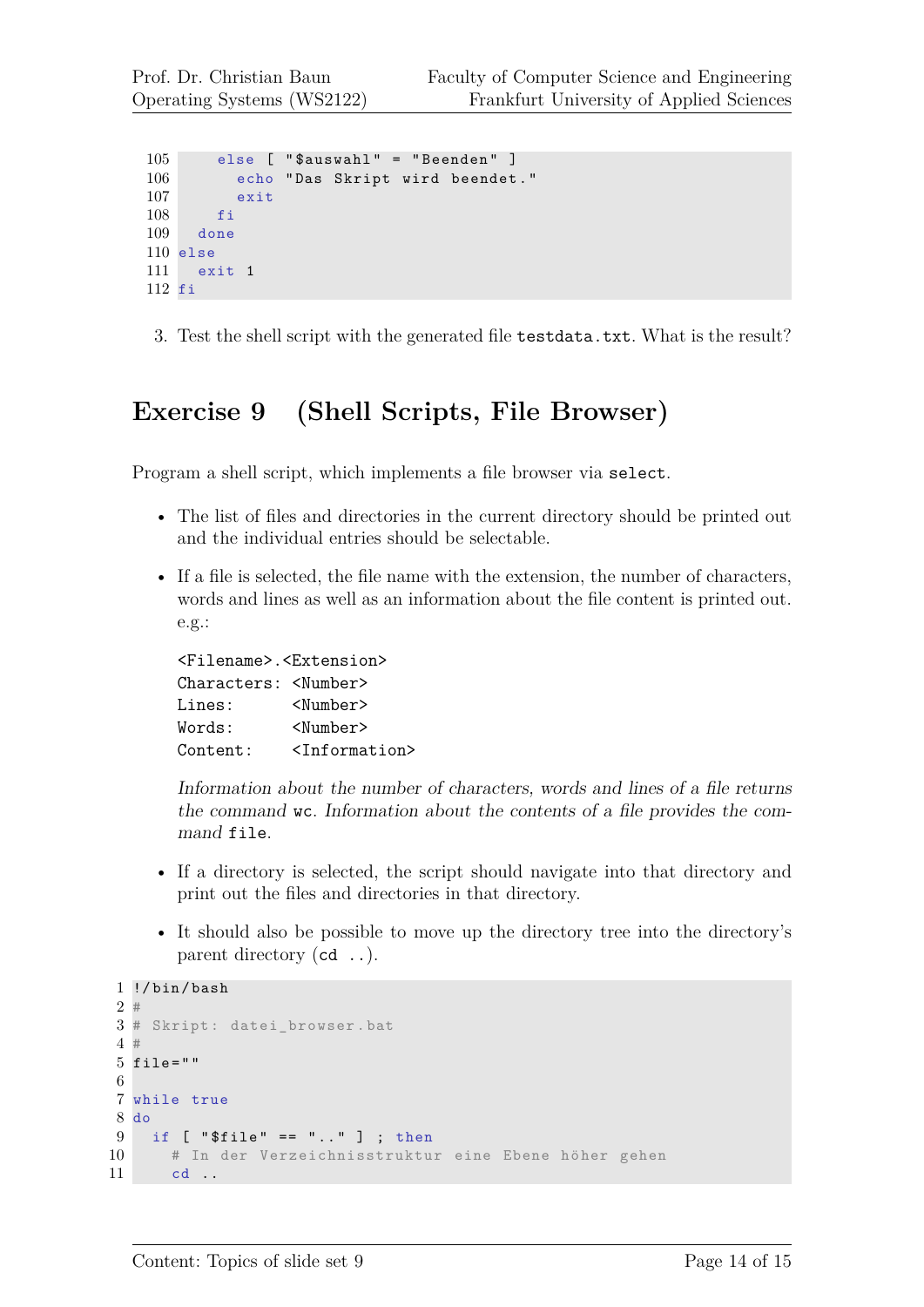```
105     else [ "$auswahl" = "Beenden" ]
106       echo "Das Skript wird beendet."
107       exit
108     fi
109   done
110 else
111   exit 1
112 fi
```

3. Test the shell script with the generated file `testdata.txt`. What is the result?

## Exercise 9 (Shell Scripts, File Browser)

Program a shell script, which implements a file browser via `select`.

- The list of files and directories in the current directory should be printed out and the individual entries should be selectable.
- If a file is selected, the file name with the extension, the number of characters, words and lines as well as an information about the file content is printed out. e.g.:

  ```
  <Filename>.<Extension>
  Characters: <Number>
  Lines:      <Number>
  Words:      <Number>
  Content:    <Information>
  ```

  *Information about the number of characters, words and lines of a file returns the command* `wc`. *Information about the contents of a file provides the command* `file`.

- If a directory is selected, the script should navigate into that directory and print out the files and directories in that directory.
- It should also be possible to move up the directory tree into the directory's parent directory (`cd ..`).

```
1  !/bin/bash
2  #
3  # Skript: datei_browser.bat
4  #
5  file=""
6
7  while true
8  do
9    if [ "$file" == ".." ] ; then
10     # In der Verzeichnisstruktur eine Ebene höher gehen
11     cd ..
```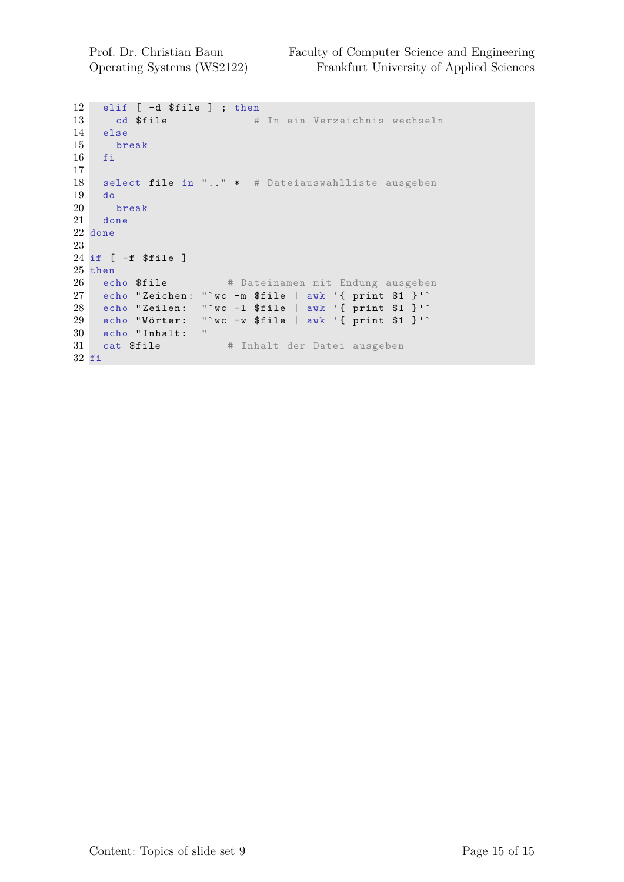```
12   elif [ -d $file ] ; then
13     cd $file             # In ein Verzeichnis wechseln
14   else
15     break
16   fi
17
18   select file in ".." *  # Dateiauswahlliste ausgeben
19   do
20     break
21   done
22 done
23
24 if [ -f $file ]
25 then
26   echo $file         # Dateinamen mit Endung ausgeben
27   echo "Zeichen: "`wc -m $file | awk '{ print $1 }'`
28   echo "Zeilen:  "`wc -l $file | awk '{ print $1 }'`
29   echo "Wörter:  "`wc -w $file | awk '{ print $1 }'`
30   echo "Inhalt:  "
31   cat $file          # Inhalt der Datei ausgeben
32 fi
```